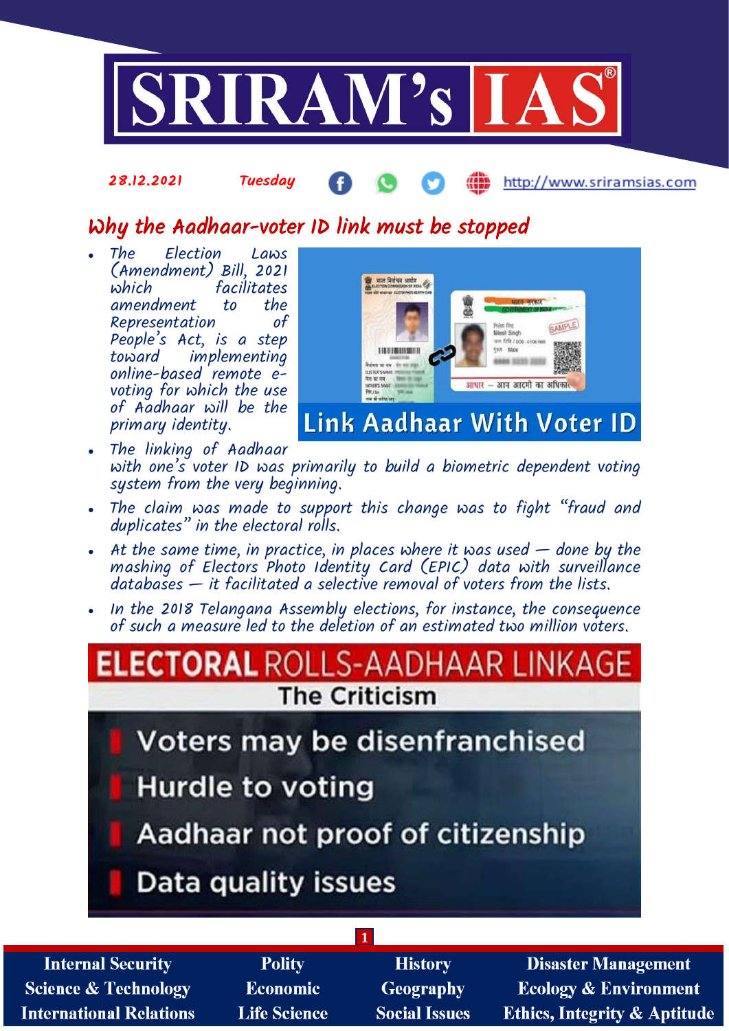28.12.2021 Tuesday

# Why the Aadhaar-voter ID link must be stopped

- *The Election Laws (Amendment) Bill, 2021 which facilitates amendment to the Representation of People's Act, is a step toward implementing online-based remote e-voting for which the use of Aadhaar will be the primary identity.*
- *The linking of Aadhaar with one's voter ID was primarily to build a biometric dependent voting system from the very beginning.*
- *The claim was made to support this change was to fight "fraud and duplicates" in the electoral rolls.*
- *At the same time, in practice, in places where it was used — done by the mashing of Electors Photo Identity Card (EPIC) data with surveillance databases — it facilitated a selective removal of voters from the lists.*
- *In the 2018 Telangana Assembly elections, for instance, the consequence of such a measure led to the deletion of an estimated two million voters.*

## ELECTORAL ROLLS-AADHAAR LINKAGE

### The Criticism

- Voters may be disenfranchised
- Hurdle to voting
- Aadhaar not proof of citizenship
- Data quality issues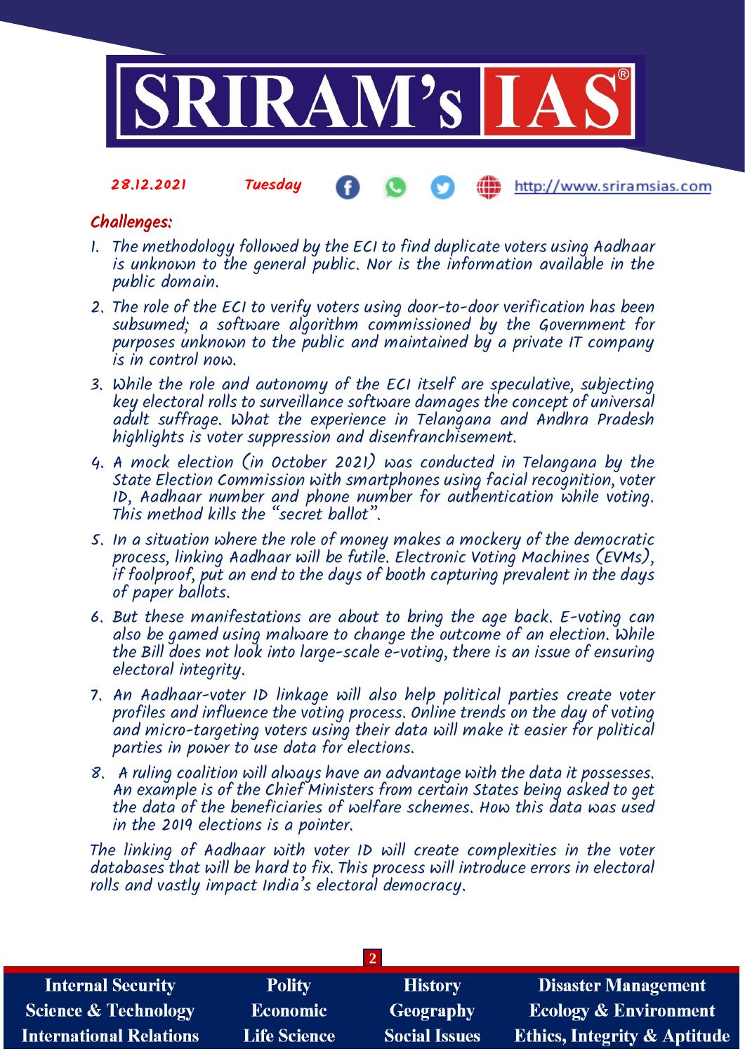## Challenges:

1. The methodology followed by the ECI to find duplicate voters using Aadhaar is unknown to the general public. Nor is the information available in the public domain.
2. The role of the ECI to verify voters using door-to-door verification has been subsumed; a software algorithm commissioned by the Government for purposes unknown to the public and maintained by a private IT company is in control now.
3. While the role and autonomy of the ECI itself are speculative, subjecting key electoral rolls to surveillance software damages the concept of universal adult suffrage. What the experience in Telangana and Andhra Pradesh highlights is voter suppression and disenfranchisement.
4. A mock election (in October 2021) was conducted in Telangana by the State Election Commission with smartphones using facial recognition, voter ID, Aadhaar number and phone number for authentication while voting. This method kills the "secret ballot".
5. In a situation where the role of money makes a mockery of the democratic process, linking Aadhaar will be futile. Electronic Voting Machines (EVMs), if foolproof, put an end to the days of booth capturing prevalent in the days of paper ballots.
6. But these manifestations are about to bring the age back. E-voting can also be gamed using malware to change the outcome of an election. While the Bill does not look into large-scale e-voting, there is an issue of ensuring electoral integrity.
7. An Aadhaar-voter ID linkage will also help political parties create voter profiles and influence the voting process. Online trends on the day of voting and micro-targeting voters using their data will make it easier for political parties in power to use data for elections.
8. A ruling coalition will always have an advantage with the data it possesses. An example is of the Chief Ministers from certain States being asked to get the data of the beneficiaries of welfare schemes. How this data was used in the 2019 elections is a pointer.

The linking of Aadhaar with voter ID will create complexities in the voter databases that will be hard to fix. This process will introduce errors in electoral rolls and vastly impact India's electoral democracy.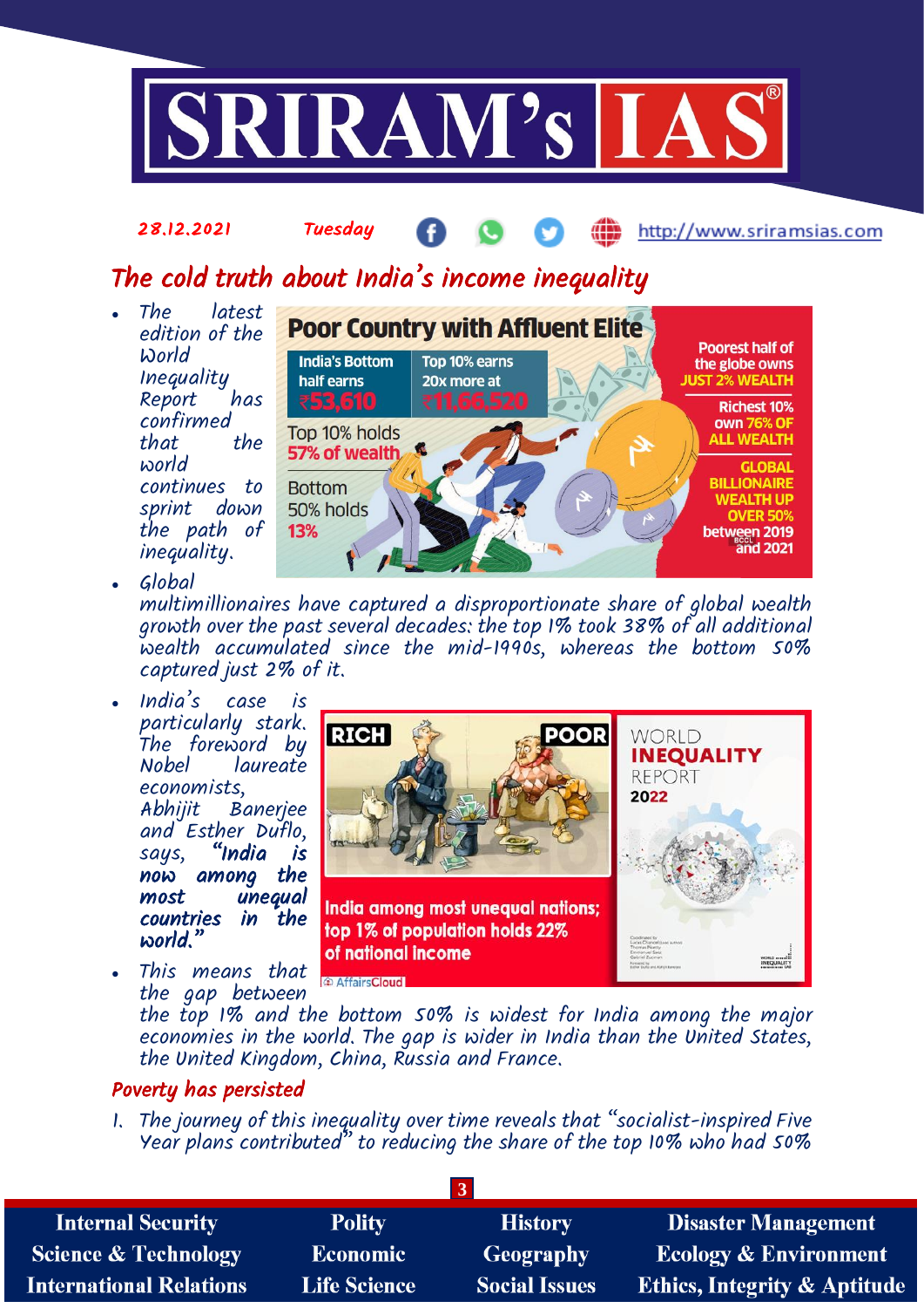28.12.2021 Tuesday http://www.sriramsias.com

# The cold truth about India's income inequality

- The latest edition of the World Inequality Report has confirmed that the world continues to sprint down the path of inequality.
- Global multimillionaires have captured a disproportionate share of global wealth growth over the past several decades: the top 1% took 38% of all additional wealth accumulated since the mid-1990s, whereas the bottom 50% captured just 2% of it.
- India's case is particularly stark. The foreword by Nobel laureate economists, Abhijit Banerjee and Esther Duflo, says, ***"India is now among the most unequal countries in the world."***
- This means that the gap between the top 1% and the bottom 50% is widest for India among the major economies in the world. The gap is wider in India than the United States, the United Kingdom, China, Russia and France.

## Poverty has persisted

1. The journey of this inequality over time reveals that "socialist-inspired Five Year plans contributed" to reducing the share of the top 10% who had 50%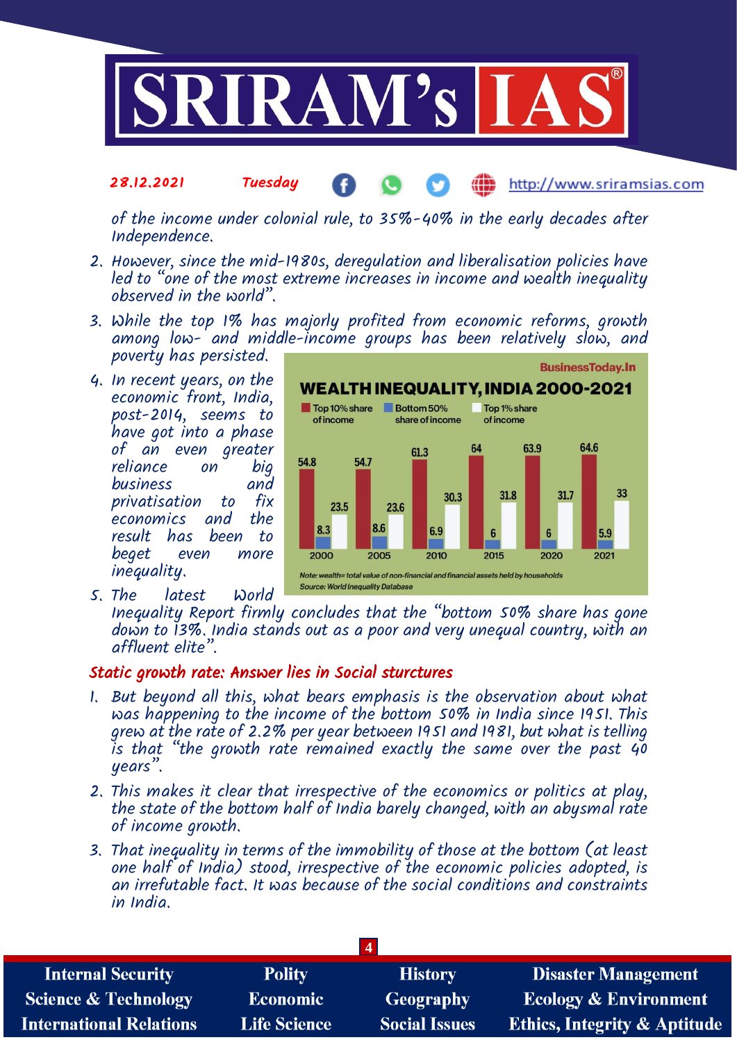of the income under colonial rule, to 35%-40% in the early decades after Independence.

2. However, since the mid-1980s, deregulation and liberalisation policies have led to "one of the most extreme increases in income and wealth inequality observed in the world".
3. While the top 1% has majorly profited from economic reforms, growth among low- and middle-income groups has been relatively slow, and poverty has persisted.
4. In recent years, on the economic front, India, post-2014, seems to have got into a phase of an even greater reliance on big business and privatisation to fix economics and the result has been to beget even more inequality.

**WEALTH INEQUALITY, INDIA 2000-2021** (BusinessToday.In)

| Year | Top 10% share of income | Bottom 50% share of income | Top 1% share of income |
|---|---|---|---|
| 2000 | 54.8 | 8.3 | 23.5 |
| 2005 | 54.7 | 8.6 | 23.6 |
| 2010 | 61.3 | 6.9 | 30.3 |
| 2015 | 64 | 6 | 31.8 |
| 2020 | 63.9 | 6 | 31.7 |
| 2021 | 64.6 | 5.9 | 33 |

Note: wealth= total value of non-financial and financial assets held by households
Source: World Inequality Database

5. The latest World Inequality Report firmly concludes that the "bottom 50% share has gone down to 13%. India stands out as a poor and very unequal country, with an affluent elite".

## Static growth rate: Answer lies in Social sturctures

1. But beyond all this, what bears emphasis is the observation about what was happening to the income of the bottom 50% in India since 1951. This grew at the rate of 2.2% per year between 1951 and 1981, but what is telling is that "the growth rate remained exactly the same over the past 40 years".
2. This makes it clear that irrespective of the economics or politics at play, the state of the bottom half of India barely changed, with an abysmal rate of income growth.
3. That inequality in terms of the immobility of those at the bottom (at least one half of India) stood, irrespective of the economic policies adopted, is an irrefutable fact. It was because of the social conditions and constraints in India.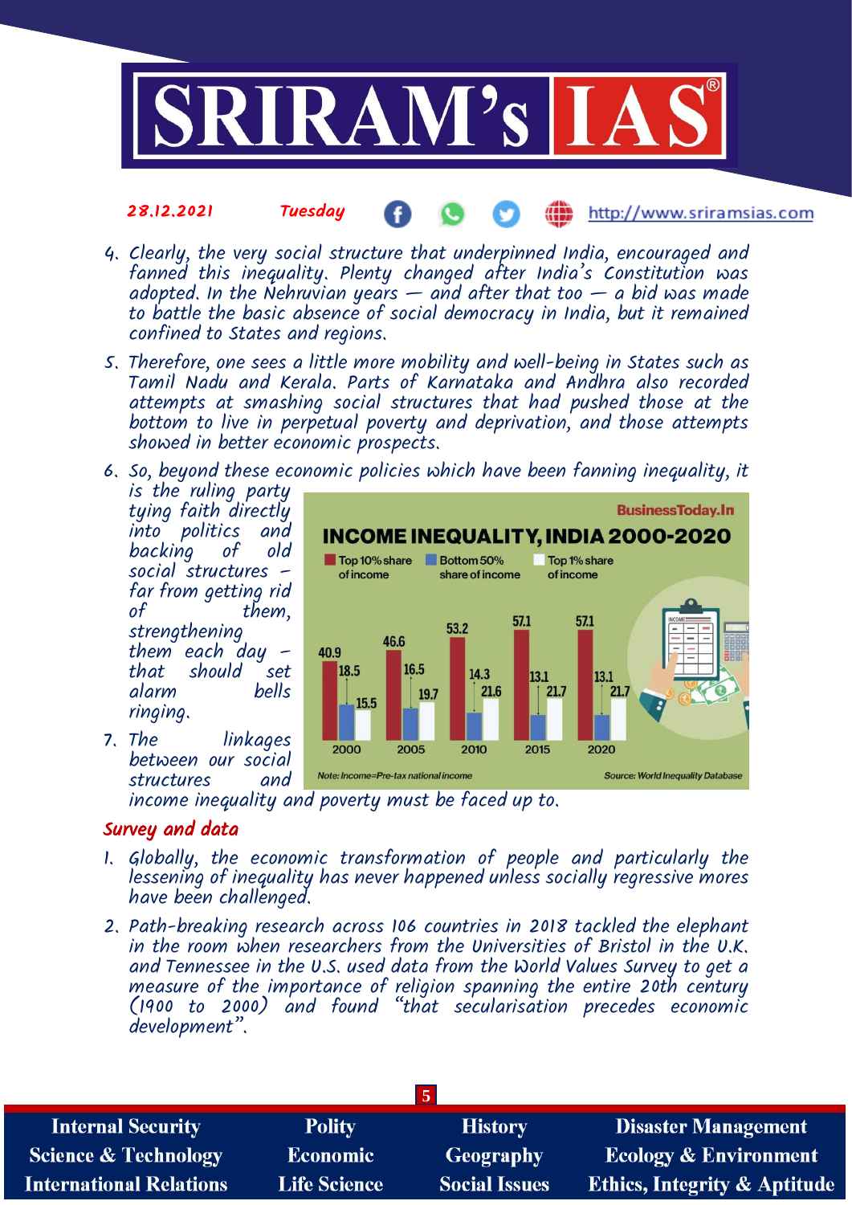4. Clearly, the very social structure that underpinned India, encouraged and fanned this inequality. Plenty changed after India's Constitution was adopted. In the Nehruvian years — and after that too — a bid was made to battle the basic absence of social democracy in India, but it remained confined to States and regions.

5. Therefore, one sees a little more mobility and well-being in States such as Tamil Nadu and Kerala. Parts of Karnataka and Andhra also recorded attempts at smashing social structures that had pushed those at the bottom to live in perpetual poverty and deprivation, and those attempts showed in better economic prospects.

6. So, beyond these economic policies which have been fanning inequality, it is the ruling party tying faith directly into politics and backing of old social structures – far from getting rid of them, strengthening them each day – that should set alarm bells ringing.

7. The linkages between our social structures and income inequality and poverty must be faced up to.

**INCOME INEQUALITY, INDIA 2000-2020** (BusinessToday.In)

| Year | Top 10% share of income | Bottom 50% share of income | Top 1% share of income |
|---|---|---|---|
| 2000 | 40.9 | 18.5 | 15.5 |
| 2005 | 46.6 | 16.5 | 19.7 |
| 2010 | 53.2 | 14.3 | 21.6 |
| 2015 | 57.1 | 13.1 | 21.7 |
| 2020 | 57.1 | 13.1 | 21.7 |

Note: Income=Pre-tax national income

Source: World Inequality Database

## Survey and data

1. Globally, the economic transformation of people and particularly the lessening of inequality has never happened unless socially regressive mores have been challenged.

2. Path-breaking research across 106 countries in 2018 tackled the elephant in the room when researchers from the Universities of Bristol in the U.K. and Tennessee in the U.S. used data from the World Values Survey to get a measure of the importance of religion spanning the entire 20th century (1900 to 2000) and found "that secularisation precedes economic development".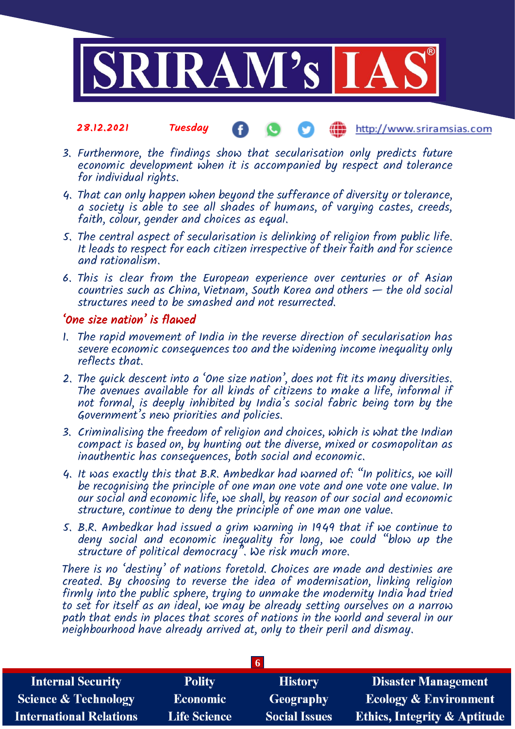3. Furthermore, the findings show that secularisation only predicts future economic development when it is accompanied by respect and tolerance for individual rights.
4. That can only happen when beyond the sufferance of diversity or tolerance, a society is able to see all shades of humans, of varying castes, creeds, faith, colour, gender and choices as equal.
5. The central aspect of secularisation is delinking of religion from public life. It leads to respect for each citizen irrespective of their faith and for science and rationalism.
6. This is clear from the European experience over centuries or of Asian countries such as China, Vietnam, South Korea and others — the old social structures need to be smashed and not resurrected.

## 'One size nation' is flawed

1. The rapid movement of India in the reverse direction of secularisation has severe economic consequences too and the widening income inequality only reflects that.
2. The quick descent into a 'One size nation', does not fit its many diversities. The avenues available for all kinds of citizens to make a life, informal if not formal, is deeply inhibited by India's social fabric being torn by the Government's new priorities and policies.
3. Criminalising the freedom of religion and choices, which is what the Indian compact is based on, by hunting out the diverse, mixed or cosmopolitan as inauthentic has consequences, both social and economic.
4. It was exactly this that B.R. Ambedkar had warned of: "In politics, we will be recognising the principle of one man one vote and one vote one value. In our social and economic life, we shall, by reason of our social and economic structure, continue to deny the principle of one man one value.
5. B.R. Ambedkar had issued a grim warning in 1949 that if we continue to deny social and economic inequality for long, we could "blow up the structure of political democracy". We risk much more.

There is no 'destiny' of nations foretold. Choices are made and destinies are created. By choosing to reverse the idea of modernisation, linking religion firmly into the public sphere, trying to unmake the modernity India had tried to set for itself as an ideal, we may be already setting ourselves on a narrow path that ends in places that scores of nations in the world and several in our neighbourhood have already arrived at, only to their peril and dismay.